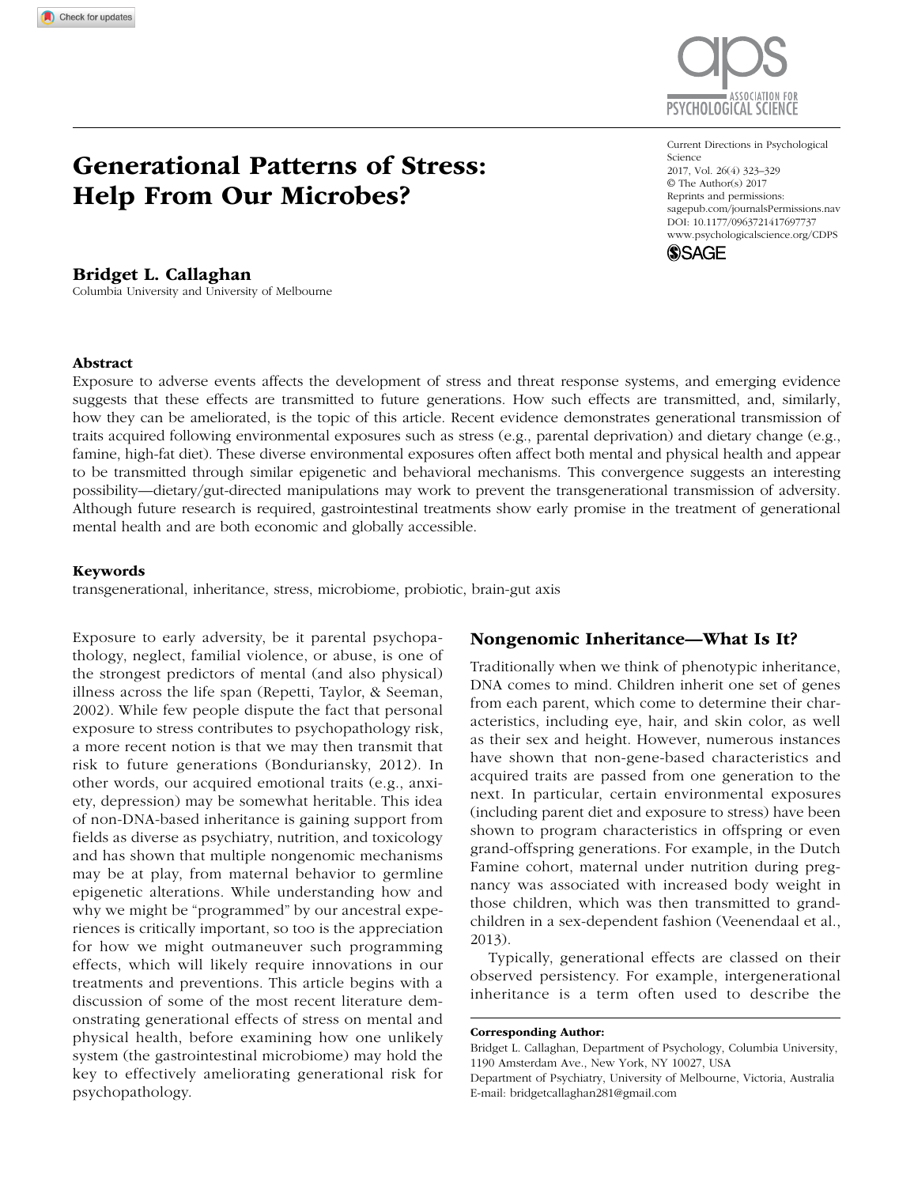# Generational Patterns of Stress: Help From Our Microbes?

**Bridget L. Callaghan**
Columbia University and University of Melbourne

Current Directions in Psychological Science
2017, Vol. 26(4) 323–329
© The Author(s) 2017
Reprints and permissions: sagepub.com/journalsPermissions.nav
DOI: 10.1177/0963721417697737
www.psychologicalscience.org/CDPS

### Abstract

Exposure to adverse events affects the development of stress and threat response systems, and emerging evidence suggests that these effects are transmitted to future generations. How such effects are transmitted, and, similarly, how they can be ameliorated, is the topic of this article. Recent evidence demonstrates generational transmission of traits acquired following environmental exposures such as stress (e.g., parental deprivation) and dietary change (e.g., famine, high-fat diet). These diverse environmental exposures often affect both mental and physical health and appear to be transmitted through similar epigenetic and behavioral mechanisms. This convergence suggests an interesting possibility—dietary/gut-directed manipulations may work to prevent the transgenerational transmission of adversity. Although future research is required, gastrointestinal treatments show early promise in the treatment of generational mental health and are both economic and globally accessible.

### Keywords

transgenerational, inheritance, stress, microbiome, probiotic, brain-gut axis

Exposure to early adversity, be it parental psychopathology, neglect, familial violence, or abuse, is one of the strongest predictors of mental (and also physical) illness across the life span (Repetti, Taylor, & Seeman, 2002). While few people dispute the fact that personal exposure to stress contributes to psychopathology risk, a more recent notion is that we may then transmit that risk to future generations (Bonduriansky, 2012). In other words, our acquired emotional traits (e.g., anxiety, depression) may be somewhat heritable. This idea of non-DNA-based inheritance is gaining support from fields as diverse as psychiatry, nutrition, and toxicology and has shown that multiple nongenomic mechanisms may be at play, from maternal behavior to germline epigenetic alterations. While understanding how and why we might be "programmed" by our ancestral experiences is critically important, so too is the appreciation for how we might outmaneuver such programming effects, which will likely require innovations in our treatments and preventions. This article begins with a discussion of some of the most recent literature demonstrating generational effects of stress on mental and physical health, before examining how one unlikely system (the gastrointestinal microbiome) may hold the key to effectively ameliorating generational risk for psychopathology.

## Nongenomic Inheritance—What Is It?

Traditionally when we think of phenotypic inheritance, DNA comes to mind. Children inherit one set of genes from each parent, which come to determine their characteristics, including eye, hair, and skin color, as well as their sex and height. However, numerous instances have shown that non-gene-based characteristics and acquired traits are passed from one generation to the next. In particular, certain environmental exposures (including parent diet and exposure to stress) have been shown to program characteristics in offspring or even grand-offspring generations. For example, in the Dutch Famine cohort, maternal under nutrition during pregnancy was associated with increased body weight in those children, which was then transmitted to grandchildren in a sex-dependent fashion (Veenendaal et al., 2013).

Typically, generational effects are classed on their observed persistency. For example, intergenerational inheritance is a term often used to describe the

**Corresponding Author:**
Bridget L. Callaghan, Department of Psychology, Columbia University, 1190 Amsterdam Ave., New York, NY 10027, USA
Department of Psychiatry, University of Melbourne, Victoria, Australia
E-mail: bridgetcallaghan281@gmail.com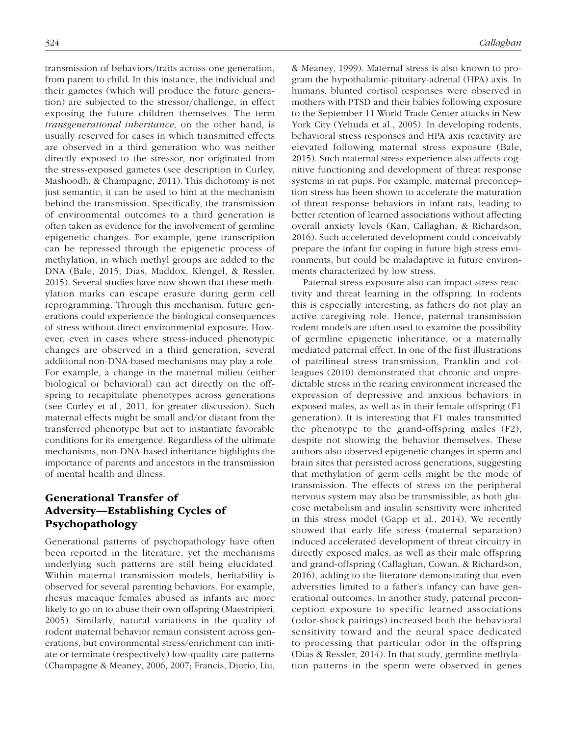transmission of behaviors/traits across one generation, from parent to child. In this instance, the individual and their gametes (which will produce the future generation) are subjected to the stressor/challenge, in effect exposing the future children themselves. The term *transgenerational inheritance*, on the other hand, is usually reserved for cases in which transmitted effects are observed in a third generation who was neither directly exposed to the stressor, nor originated from the stress-exposed gametes (see description in Curley, Mashoodh, & Champagne, 2011). This dichotomy is not just semantic; it can be used to hint at the mechanism behind the transmission. Specifically, the transmission of environmental outcomes to a third generation is often taken as evidence for the involvement of germline epigenetic changes. For example, gene transcription can be repressed through the epigenetic process of methylation, in which methyl groups are added to the DNA (Bale, 2015; Dias, Maddox, Klengel, & Ressler, 2015). Several studies have now shown that these methylation marks can escape erasure during germ cell reprogramming. Through this mechanism, future generations could experience the biological consequences of stress without direct environmental exposure. However, even in cases where stress-induced phenotypic changes are observed in a third generation, several additional non-DNA-based mechanisms may play a role. For example, a change in the maternal milieu (either biological or behavioral) can act directly on the offspring to recapitulate phenotypes across generations (see Curley et al., 2011, for greater discussion). Such maternal effects might be small and/or distant from the transferred phenotype but act to instantiate favorable conditions for its emergence. Regardless of the ultimate mechanisms, non-DNA-based inheritance highlights the importance of parents and ancestors in the transmission of mental health and illness.

## Generational Transfer of Adversity—Establishing Cycles of Psychopathology

Generational patterns of psychopathology have often been reported in the literature, yet the mechanisms underlying such patterns are still being elucidated. Within maternal transmission models, heritability is observed for several parenting behaviors. For example, rhesus macaque females abused as infants are more likely to go on to abuse their own offspring (Maestripieri, 2005). Similarly, natural variations in the quality of rodent maternal behavior remain consistent across generations, but environmental stress/enrichment can initiate or terminate (respectively) low-quality care patterns (Champagne & Meaney, 2006, 2007; Francis, Diorio, Liu, & Meaney, 1999). Maternal stress is also known to program the hypothalamic-pituitary-adrenal (HPA) axis. In humans, blunted cortisol responses were observed in mothers with PTSD and their babies following exposure to the September 11 World Trade Center attacks in New York City (Yehuda et al., 2005). In developing rodents, behavioral stress responses and HPA axis reactivity are elevated following maternal stress exposure (Bale, 2015). Such maternal stress experience also affects cognitive functioning and development of threat response systems in rat pups. For example, maternal preconception stress has been shown to accelerate the maturation of threat response behaviors in infant rats, leading to better retention of learned associations without affecting overall anxiety levels (Kan, Callaghan, & Richardson, 2016). Such accelerated development could conceivably prepare the infant for coping in future high stress environments, but could be maladaptive in future environments characterized by low stress.

Paternal stress exposure also can impact stress reactivity and threat learning in the offspring. In rodents this is especially interesting, as fathers do not play an active caregiving role. Hence, paternal transmission rodent models are often used to examine the possibility of germline epigenetic inheritance, or a maternally mediated paternal effect. In one of the first illustrations of patrilineal stress transmission, Franklin and colleagues (2010) demonstrated that chronic and unpredictable stress in the rearing environment increased the expression of depressive and anxious behaviors in exposed males, as well as in their female offspring (F1 generation). It is interesting that F1 males transmitted the phenotype to the grand-offspring males (F2), despite not showing the behavior themselves. These authors also observed epigenetic changes in sperm and brain sites that persisted across generations, suggesting that methylation of germ cells might be the mode of transmission. The effects of stress on the peripheral nervous system may also be transmissible, as both glucose metabolism and insulin sensitivity were inherited in this stress model (Gapp et al., 2014). We recently showed that early life stress (maternal separation) induced accelerated development of threat circuitry in directly exposed males, as well as their male offspring and grand-offspring (Callaghan, Cowan, & Richardson, 2016), adding to the literature demonstrating that even adversities limited to a father's infancy can have generational outcomes. In another study, paternal preconception exposure to specific learned associations (odor-shock pairings) increased both the behavioral sensitivity toward and the neural space dedicated to processing that particular odor in the offspring (Dias & Ressler, 2014). In that study, germline methylation patterns in the sperm were observed in genes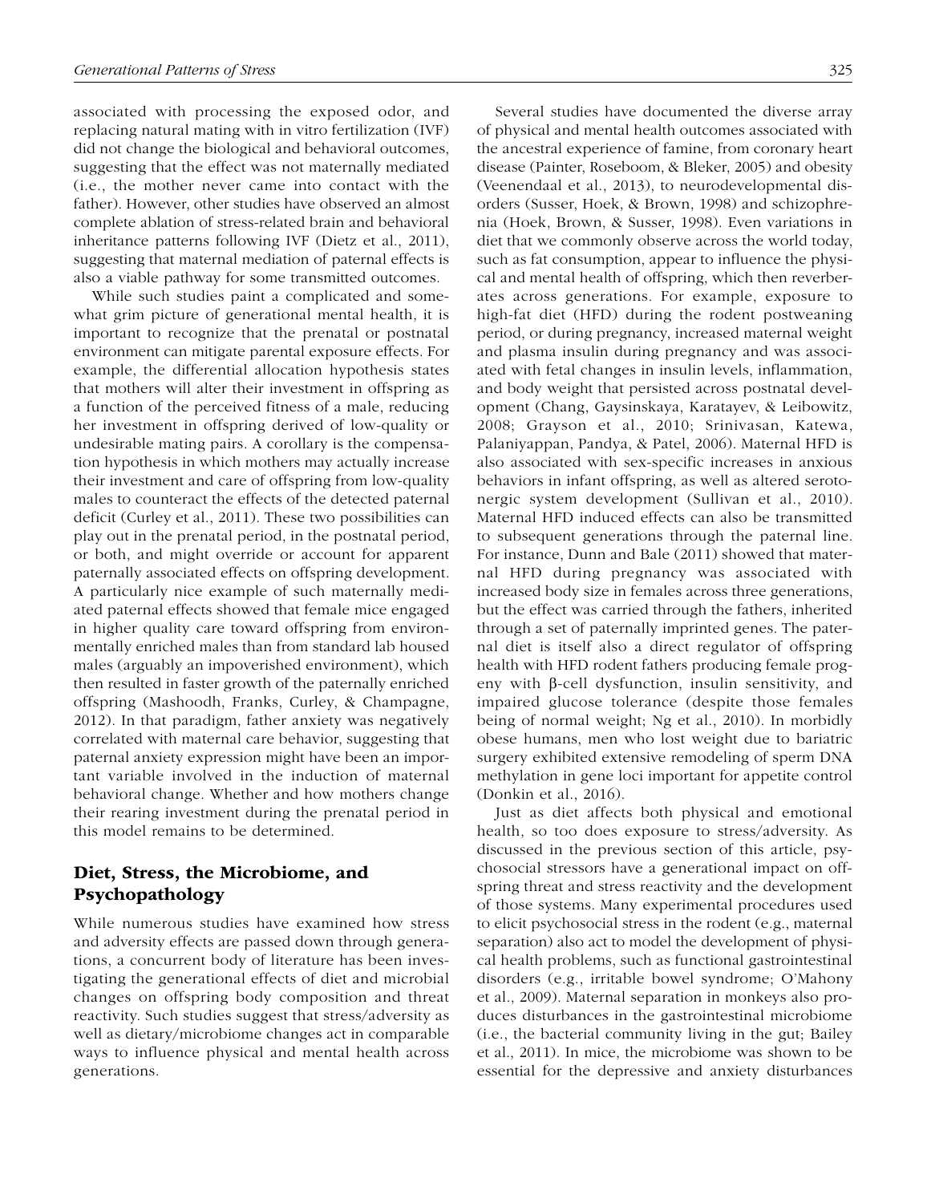associated with processing the exposed odor, and replacing natural mating with in vitro fertilization (IVF) did not change the biological and behavioral outcomes, suggesting that the effect was not maternally mediated (i.e., the mother never came into contact with the father). However, other studies have observed an almost complete ablation of stress-related brain and behavioral inheritance patterns following IVF (Dietz et al., 2011), suggesting that maternal mediation of paternal effects is also a viable pathway for some transmitted outcomes.

While such studies paint a complicated and somewhat grim picture of generational mental health, it is important to recognize that the prenatal or postnatal environment can mitigate parental exposure effects. For example, the differential allocation hypothesis states that mothers will alter their investment in offspring as a function of the perceived fitness of a male, reducing her investment in offspring derived of low-quality or undesirable mating pairs. A corollary is the compensation hypothesis in which mothers may actually increase their investment and care of offspring from low-quality males to counteract the effects of the detected paternal deficit (Curley et al., 2011). These two possibilities can play out in the prenatal period, in the postnatal period, or both, and might override or account for apparent paternally associated effects on offspring development. A particularly nice example of such maternally mediated paternal effects showed that female mice engaged in higher quality care toward offspring from environmentally enriched males than from standard lab housed males (arguably an impoverished environment), which then resulted in faster growth of the paternally enriched offspring (Mashoodh, Franks, Curley, & Champagne, 2012). In that paradigm, father anxiety was negatively correlated with maternal care behavior, suggesting that paternal anxiety expression might have been an important variable involved in the induction of maternal behavioral change. Whether and how mothers change their rearing investment during the prenatal period in this model remains to be determined.

## Diet, Stress, the Microbiome, and Psychopathology

While numerous studies have examined how stress and adversity effects are passed down through generations, a concurrent body of literature has been investigating the generational effects of diet and microbial changes on offspring body composition and threat reactivity. Such studies suggest that stress/adversity as well as dietary/microbiome changes act in comparable ways to influence physical and mental health across generations.

Several studies have documented the diverse array of physical and mental health outcomes associated with the ancestral experience of famine, from coronary heart disease (Painter, Roseboom, & Bleker, 2005) and obesity (Veenendaal et al., 2013), to neurodevelopmental disorders (Susser, Hoek, & Brown, 1998) and schizophrenia (Hoek, Brown, & Susser, 1998). Even variations in diet that we commonly observe across the world today, such as fat consumption, appear to influence the physical and mental health of offspring, which then reverberates across generations. For example, exposure to high-fat diet (HFD) during the rodent postweaning period, or during pregnancy, increased maternal weight and plasma insulin during pregnancy and was associated with fetal changes in insulin levels, inflammation, and body weight that persisted across postnatal development (Chang, Gaysinskaya, Karatayev, & Leibowitz, 2008; Grayson et al., 2010; Srinivasan, Katewa, Palaniyappan, Pandya, & Patel, 2006). Maternal HFD is also associated with sex-specific increases in anxious behaviors in infant offspring, as well as altered serotonergic system development (Sullivan et al., 2010). Maternal HFD induced effects can also be transmitted to subsequent generations through the paternal line. For instance, Dunn and Bale (2011) showed that maternal HFD during pregnancy was associated with increased body size in females across three generations, but the effect was carried through the fathers, inherited through a set of paternally imprinted genes. The paternal diet is itself also a direct regulator of offspring health with HFD rodent fathers producing female progeny with β-cell dysfunction, insulin sensitivity, and impaired glucose tolerance (despite those females being of normal weight; Ng et al., 2010). In morbidly obese humans, men who lost weight due to bariatric surgery exhibited extensive remodeling of sperm DNA methylation in gene loci important for appetite control (Donkin et al., 2016).

Just as diet affects both physical and emotional health, so too does exposure to stress/adversity. As discussed in the previous section of this article, psychosocial stressors have a generational impact on offspring threat and stress reactivity and the development of those systems. Many experimental procedures used to elicit psychosocial stress in the rodent (e.g., maternal separation) also act to model the development of physical health problems, such as functional gastrointestinal disorders (e.g., irritable bowel syndrome; O'Mahony et al., 2009). Maternal separation in monkeys also produces disturbances in the gastrointestinal microbiome (i.e., the bacterial community living in the gut; Bailey et al., 2011). In mice, the microbiome was shown to be essential for the depressive and anxiety disturbances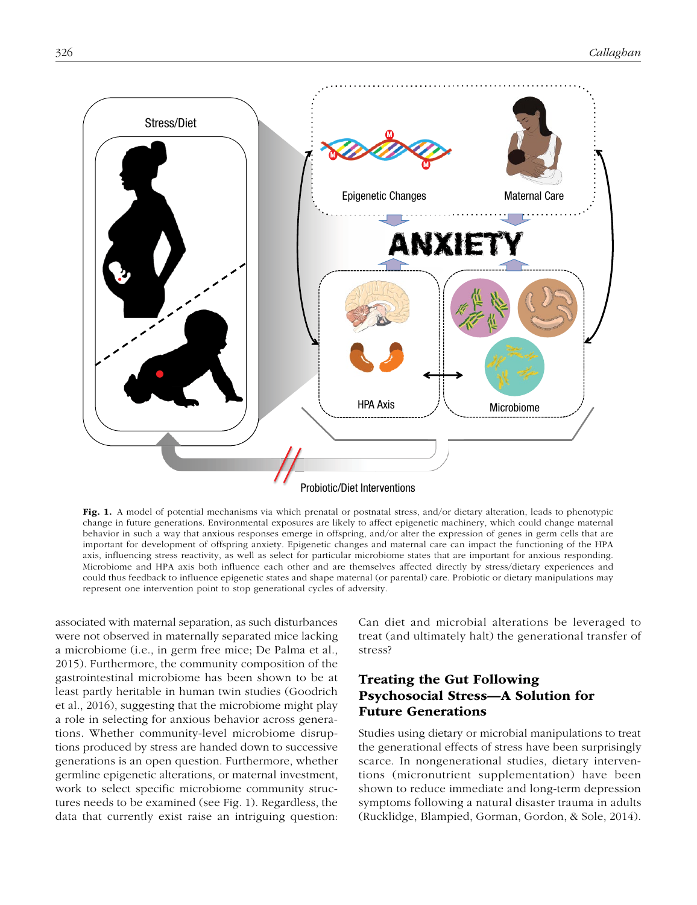**Fig. 1.** A model of potential mechanisms via which prenatal or postnatal stress, and/or dietary alteration, leads to phenotypic change in future generations. Environmental exposures are likely to affect epigenetic machinery, which could change maternal behavior in such a way that anxious responses emerge in offspring, and/or alter the expression of genes in germ cells that are important for development of offspring anxiety. Epigenetic changes and maternal care can impact the functioning of the HPA axis, influencing stress reactivity, as well as select for particular microbiome states that are important for anxious responding. Microbiome and HPA axis both influence each other and are themselves affected directly by stress/dietary experiences and could thus feedback to influence epigenetic states and shape maternal (or parental) care. Probiotic or dietary manipulations may represent one intervention point to stop generational cycles of adversity.

associated with maternal separation, as such disturbances were not observed in maternally separated mice lacking a microbiome (i.e., in germ free mice; De Palma et al., 2015). Furthermore, the community composition of the gastrointestinal microbiome has been shown to be at least partly heritable in human twin studies (Goodrich et al., 2016), suggesting that the microbiome might play a role in selecting for anxious behavior across generations. Whether community-level microbiome disruptions produced by stress are handed down to successive generations is an open question. Furthermore, whether germline epigenetic alterations, or maternal investment, work to select specific microbiome community structures needs to be examined (see Fig. 1). Regardless, the data that currently exist raise an intriguing question: Can diet and microbial alterations be leveraged to treat (and ultimately halt) the generational transfer of stress?

## Treating the Gut Following Psychosocial Stress—A Solution for Future Generations

Studies using dietary or microbial manipulations to treat the generational effects of stress have been surprisingly scarce. In nongenerational studies, dietary interventions (micronutrient supplementation) have been shown to reduce immediate and long-term depression symptoms following a natural disaster trauma in adults (Rucklidge, Blampied, Gorman, Gordon, & Sole, 2014).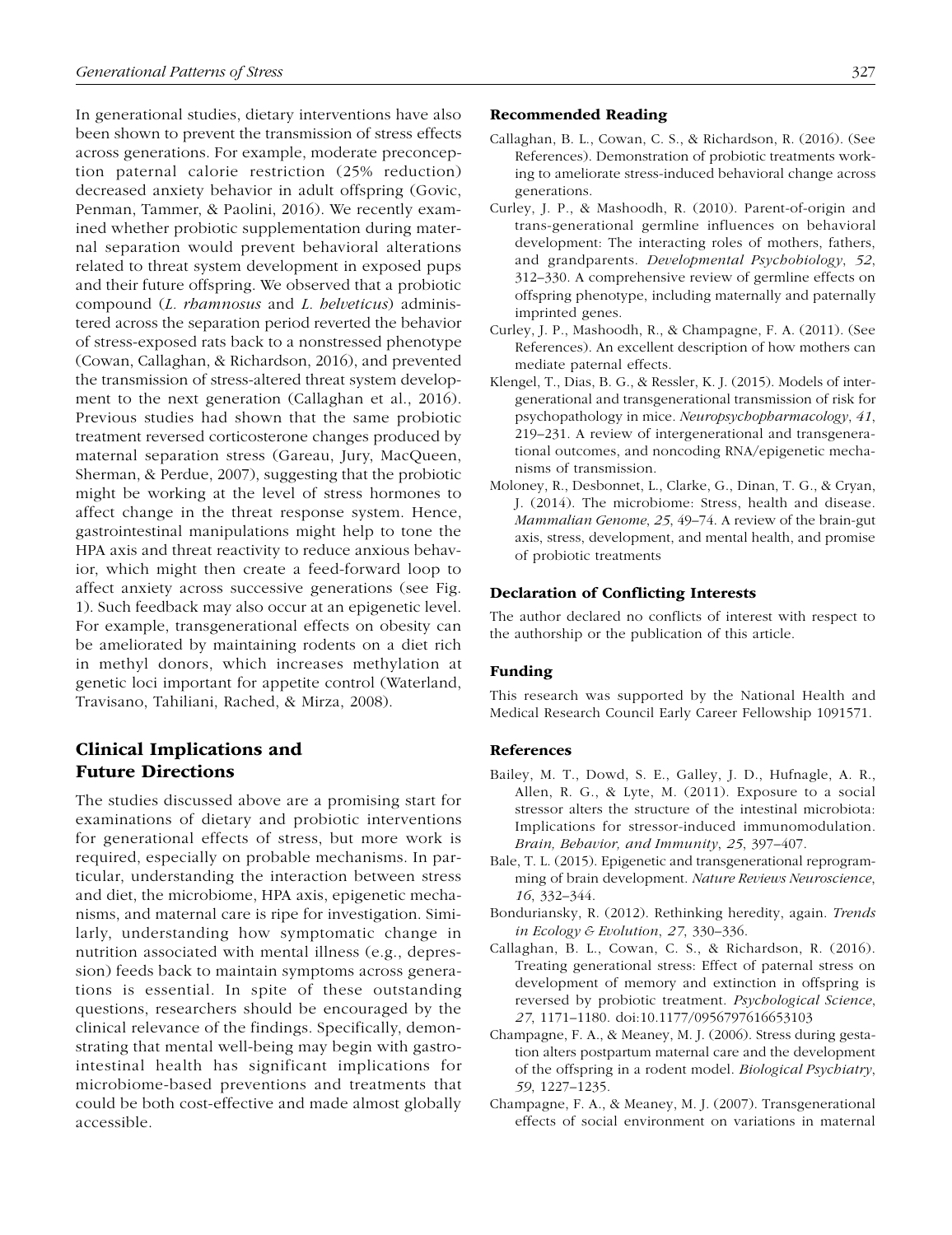In generational studies, dietary interventions have also been shown to prevent the transmission of stress effects across generations. For example, moderate preconception paternal calorie restriction (25% reduction) decreased anxiety behavior in adult offspring (Govic, Penman, Tammer, & Paolini, 2016). We recently examined whether probiotic supplementation during maternal separation would prevent behavioral alterations related to threat system development in exposed pups and their future offspring. We observed that a probiotic compound (*L. rhamnosus* and *L. helveticus*) administered across the separation period reverted the behavior of stress-exposed rats back to a nonstressed phenotype (Cowan, Callaghan, & Richardson, 2016), and prevented the transmission of stress-altered threat system development to the next generation (Callaghan et al., 2016). Previous studies had shown that the same probiotic treatment reversed corticosterone changes produced by maternal separation stress (Gareau, Jury, MacQueen, Sherman, & Perdue, 2007), suggesting that the probiotic might be working at the level of stress hormones to affect change in the threat response system. Hence, gastrointestinal manipulations might help to tone the HPA axis and threat reactivity to reduce anxious behavior, which might then create a feed-forward loop to affect anxiety across successive generations (see Fig. 1). Such feedback may also occur at an epigenetic level. For example, transgenerational effects on obesity can be ameliorated by maintaining rodents on a diet rich in methyl donors, which increases methylation at genetic loci important for appetite control (Waterland, Travisano, Tahiliani, Rached, & Mirza, 2008).

## Clinical Implications and Future Directions

The studies discussed above are a promising start for examinations of dietary and probiotic interventions for generational effects of stress, but more work is required, especially on probable mechanisms. In particular, understanding the interaction between stress and diet, the microbiome, HPA axis, epigenetic mechanisms, and maternal care is ripe for investigation. Similarly, understanding how symptomatic change in nutrition associated with mental illness (e.g., depression) feeds back to maintain symptoms across generations is essential. In spite of these outstanding questions, researchers should be encouraged by the clinical relevance of the findings. Specifically, demonstrating that mental well-being may begin with gastrointestinal health has significant implications for microbiome-based preventions and treatments that could be both cost-effective and made almost globally accessible.

### Recommended Reading

Callaghan, B. L., Cowan, C. S., & Richardson, R. (2016). (See References). Demonstration of probiotic treatments working to ameliorate stress-induced behavioral change across generations.

Curley, J. P., & Mashoodh, R. (2010). Parent-of-origin and trans-generational germline influences on behavioral development: The interacting roles of mothers, fathers, and grandparents. *Developmental Psychobiology*, *52*, 312–330. A comprehensive review of germline effects on offspring phenotype, including maternally and paternally imprinted genes.

Curley, J. P., Mashoodh, R., & Champagne, F. A. (2011). (See References). An excellent description of how mothers can mediate paternal effects.

Klengel, T., Dias, B. G., & Ressler, K. J. (2015). Models of intergenerational and transgenerational transmission of risk for psychopathology in mice. *Neuropsychopharmacology*, *41*, 219–231. A review of intergenerational and transgenerational outcomes, and noncoding RNA/epigenetic mechanisms of transmission.

Moloney, R., Desbonnet, L., Clarke, G., Dinan, T. G., & Cryan, J. (2014). The microbiome: Stress, health and disease. *Mammalian Genome*, *25*, 49–74. A review of the brain-gut axis, stress, development, and mental health, and promise of probiotic treatments

### Declaration of Conflicting Interests

The author declared no conflicts of interest with respect to the authorship or the publication of this article.

### Funding

This research was supported by the National Health and Medical Research Council Early Career Fellowship 1091571.

### References

Bailey, M. T., Dowd, S. E., Galley, J. D., Hufnagle, A. R., Allen, R. G., & Lyte, M. (2011). Exposure to a social stressor alters the structure of the intestinal microbiota: Implications for stressor-induced immunomodulation. *Brain, Behavior, and Immunity*, *25*, 397–407.

Bale, T. L. (2015). Epigenetic and transgenerational reprogramming of brain development. *Nature Reviews Neuroscience*, *16*, 332–344.

Bonduriansky, R. (2012). Rethinking heredity, again. *Trends in Ecology & Evolution*, *27*, 330–336.

Callaghan, B. L., Cowan, C. S., & Richardson, R. (2016). Treating generational stress: Effect of paternal stress on development of memory and extinction in offspring is reversed by probiotic treatment. *Psychological Science*, *27*, 1171–1180. doi:10.1177/0956797616653103

Champagne, F. A., & Meaney, M. J. (2006). Stress during gestation alters postpartum maternal care and the development of the offspring in a rodent model. *Biological Psychiatry*, *59*, 1227–1235.

Champagne, F. A., & Meaney, M. J. (2007). Transgenerational effects of social environment on variations in maternal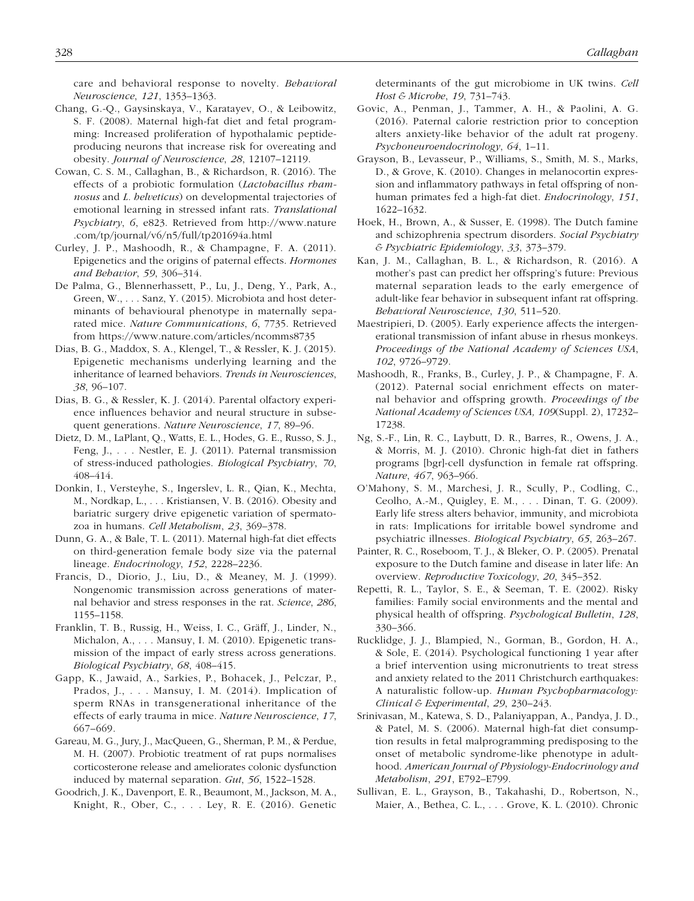care and behavioral response to novelty. *Behavioral Neuroscience*, *121*, 1353–1363.

Chang, G.-Q., Gaysinskaya, V., Karatayev, O., & Leibowitz, S. F. (2008). Maternal high-fat diet and fetal programming: Increased proliferation of hypothalamic peptide-producing neurons that increase risk for overeating and obesity. *Journal of Neuroscience*, *28*, 12107–12119.

Cowan, C. S. M., Callaghan, B., & Richardson, R. (2016). The effects of a probiotic formulation (*Lactobacillus rhamnosus* and *L. helveticus*) on developmental trajectories of emotional learning in stressed infant rats. *Translational Psychiatry*, *6*, e823. Retrieved from http://www.nature.com/tp/journal/v6/n5/full/tp201694a.html

Curley, J. P., Mashoodh, R., & Champagne, F. A. (2011). Epigenetics and the origins of paternal effects. *Hormones and Behavior*, *59*, 306–314.

De Palma, G., Blennerhassett, P., Lu, J., Deng, Y., Park, A., Green, W., . . . Sanz, Y. (2015). Microbiota and host determinants of behavioural phenotype in maternally separated mice. *Nature Communications*, *6*, 7735. Retrieved from https://www.nature.com/articles/ncomms8735

Dias, B. G., Maddox, S. A., Klengel, T., & Ressler, K. J. (2015). Epigenetic mechanisms underlying learning and the inheritance of learned behaviors. *Trends in Neurosciences*, *38*, 96–107.

Dias, B. G., & Ressler, K. J. (2014). Parental olfactory experience influences behavior and neural structure in subsequent generations. *Nature Neuroscience*, *17*, 89–96.

Dietz, D. M., LaPlant, Q., Watts, E. L., Hodes, G. E., Russo, S. J., Feng, J., . . . Nestler, E. J. (2011). Paternal transmission of stress-induced pathologies. *Biological Psychiatry*, *70*, 408–414.

Donkin, I., Versteyhe, S., Ingerslev, L. R., Qian, K., Mechta, M., Nordkap, L., . . . Kristiansen, V. B. (2016). Obesity and bariatric surgery drive epigenetic variation of spermatozoa in humans. *Cell Metabolism*, *23*, 369–378.

Dunn, G. A., & Bale, T. L. (2011). Maternal high-fat diet effects on third-generation female body size via the paternal lineage. *Endocrinology*, *152*, 2228–2236.

Francis, D., Diorio, J., Liu, D., & Meaney, M. J. (1999). Nongenomic transmission across generations of maternal behavior and stress responses in the rat. *Science*, *286*, 1155–1158.

Franklin, T. B., Russig, H., Weiss, I. C., Gräff, J., Linder, N., Michalon, A., . . . Mansuy, I. M. (2010). Epigenetic transmission of the impact of early stress across generations. *Biological Psychiatry*, *68*, 408–415.

Gapp, K., Jawaid, A., Sarkies, P., Bohacek, J., Pelczar, P., Prados, J., . . . Mansuy, I. M. (2014). Implication of sperm RNAs in transgenerational inheritance of the effects of early trauma in mice. *Nature Neuroscience*, *17*, 667–669.

Gareau, M. G., Jury, J., MacQueen, G., Sherman, P. M., & Perdue, M. H. (2007). Probiotic treatment of rat pups normalises corticosterone release and ameliorates colonic dysfunction induced by maternal separation. *Gut*, *56*, 1522–1528.

Goodrich, J. K., Davenport, E. R., Beaumont, M., Jackson, M. A., Knight, R., Ober, C., . . . Ley, R. E. (2016). Genetic determinants of the gut microbiome in UK twins. *Cell Host & Microbe*, *19*, 731–743.

Govic, A., Penman, J., Tammer, A. H., & Paolini, A. G. (2016). Paternal calorie restriction prior to conception alters anxiety-like behavior of the adult rat progeny. *Psychoneuroendocrinology*, *64*, 1–11.

Grayson, B., Levasseur, P., Williams, S., Smith, M. S., Marks, D., & Grove, K. (2010). Changes in melanocortin expression and inflammatory pathways in fetal offspring of nonhuman primates fed a high-fat diet. *Endocrinology*, *151*, 1622–1632.

Hoek, H., Brown, A., & Susser, E. (1998). The Dutch famine and schizophrenia spectrum disorders. *Social Psychiatry & Psychiatric Epidemiology*, *33*, 373–379.

Kan, J. M., Callaghan, B. L., & Richardson, R. (2016). A mother's past can predict her offspring's future: Previous maternal separation leads to the early emergence of adult-like fear behavior in subsequent infant rat offspring. *Behavioral Neuroscience*, *130*, 511–520.

Maestripieri, D. (2005). Early experience affects the intergenerational transmission of infant abuse in rhesus monkeys. *Proceedings of the National Academy of Sciences USA*, *102*, 9726–9729.

Mashoodh, R., Franks, B., Curley, J. P., & Champagne, F. A. (2012). Paternal social enrichment effects on maternal behavior and offspring growth. *Proceedings of the National Academy of Sciences USA, 109*(Suppl. 2), 17232–17238.

Ng, S.-F., Lin, R. C., Laybutt, D. R., Barres, R., Owens, J. A., & Morris, M. J. (2010). Chronic high-fat diet in fathers programs [bgr]-cell dysfunction in female rat offspring. *Nature*, *467*, 963–966.

O'Mahony, S. M., Marchesi, J. R., Scully, P., Codling, C., Ceolho, A.-M., Quigley, E. M., . . . Dinan, T. G. (2009). Early life stress alters behavior, immunity, and microbiota in rats: Implications for irritable bowel syndrome and psychiatric illnesses. *Biological Psychiatry*, *65*, 263–267.

Painter, R. C., Roseboom, T. J., & Bleker, O. P. (2005). Prenatal exposure to the Dutch famine and disease in later life: An overview. *Reproductive Toxicology*, *20*, 345–352.

Repetti, R. L., Taylor, S. E., & Seeman, T. E. (2002). Risky families: Family social environments and the mental and physical health of offspring. *Psychological Bulletin*, *128*, 330–366.

Rucklidge, J. J., Blampied, N., Gorman, B., Gordon, H. A., & Sole, E. (2014). Psychological functioning 1 year after a brief intervention using micronutrients to treat stress and anxiety related to the 2011 Christchurch earthquakes: A naturalistic follow-up. *Human Psychopharmacology: Clinical & Experimental*, *29*, 230–243.

Srinivasan, M., Katewa, S. D., Palaniyappan, A., Pandya, J. D., & Patel, M. S. (2006). Maternal high-fat diet consumption results in fetal malprogramming predisposing to the onset of metabolic syndrome-like phenotype in adulthood. *American Journal of Physiology-Endocrinology and Metabolism*, *291*, E792–E799.

Sullivan, E. L., Grayson, B., Takahashi, D., Robertson, N., Maier, A., Bethea, C. L., . . . Grove, K. L. (2010). Chronic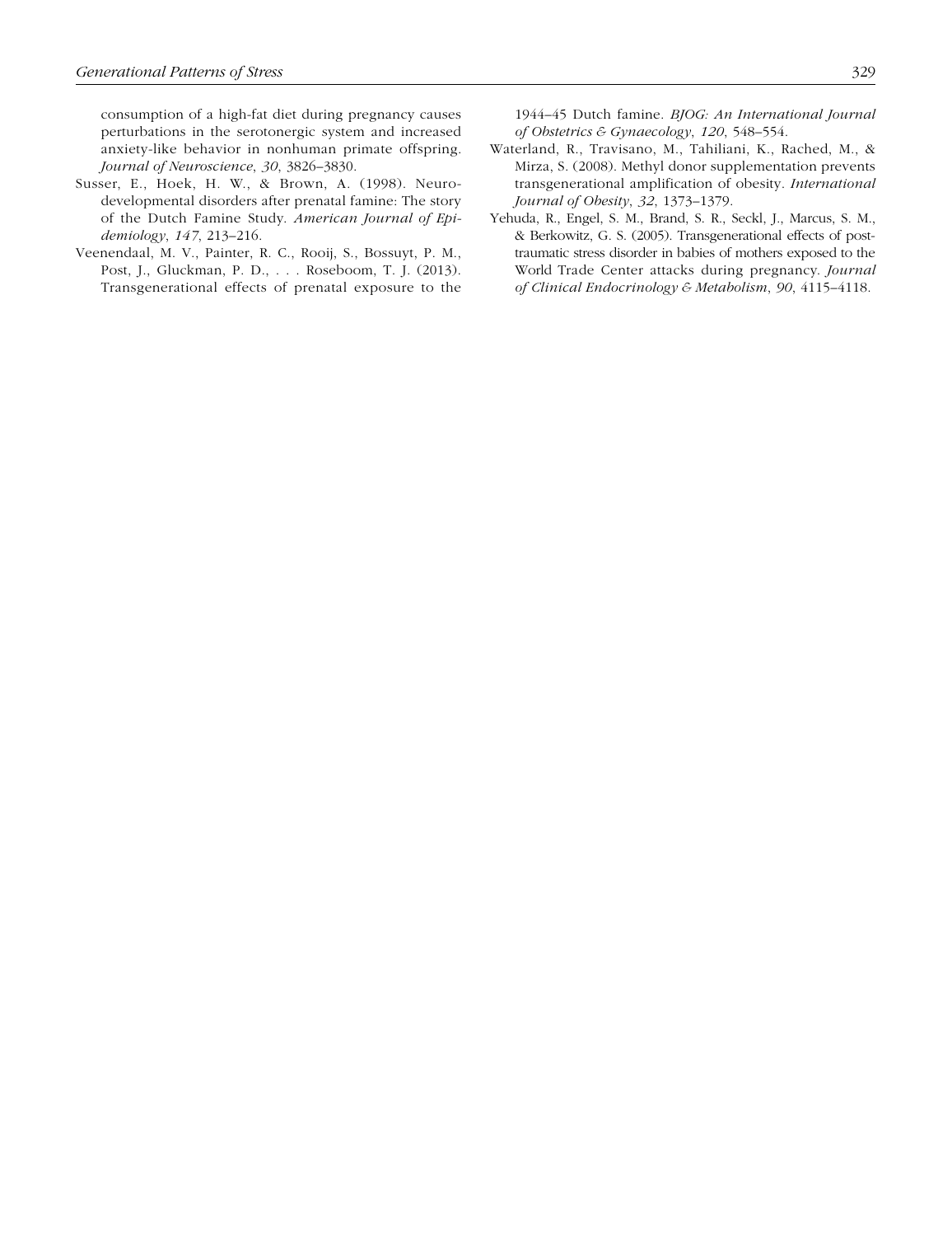consumption of a high-fat diet during pregnancy causes perturbations in the serotonergic system and increased anxiety-like behavior in nonhuman primate offspring. *Journal of Neuroscience, 30*, 3826–3830.

Susser, E., Hoek, H. W., & Brown, A. (1998). Neurodevelopmental disorders after prenatal famine: The story of the Dutch Famine Study. *American Journal of Epidemiology*, *147*, 213–216.

Veenendaal, M. V., Painter, R. C., Rooij, S., Bossuyt, P. M., Post, J., Gluckman, P. D., . . . Roseboom, T. J. (2013). Transgenerational effects of prenatal exposure to the 1944–45 Dutch famine. *BJOG: An International Journal of Obstetrics & Gynaecology*, *120*, 548–554.

Waterland, R., Travisano, M., Tahiliani, K., Rached, M., & Mirza, S. (2008). Methyl donor supplementation prevents transgenerational amplification of obesity. *International Journal of Obesity*, *32*, 1373–1379.

Yehuda, R., Engel, S. M., Brand, S. R., Seckl, J., Marcus, S. M., & Berkowitz, G. S. (2005). Transgenerational effects of posttraumatic stress disorder in babies of mothers exposed to the World Trade Center attacks during pregnancy. *Journal of Clinical Endocrinology & Metabolism*, *90*, 4115–4118.